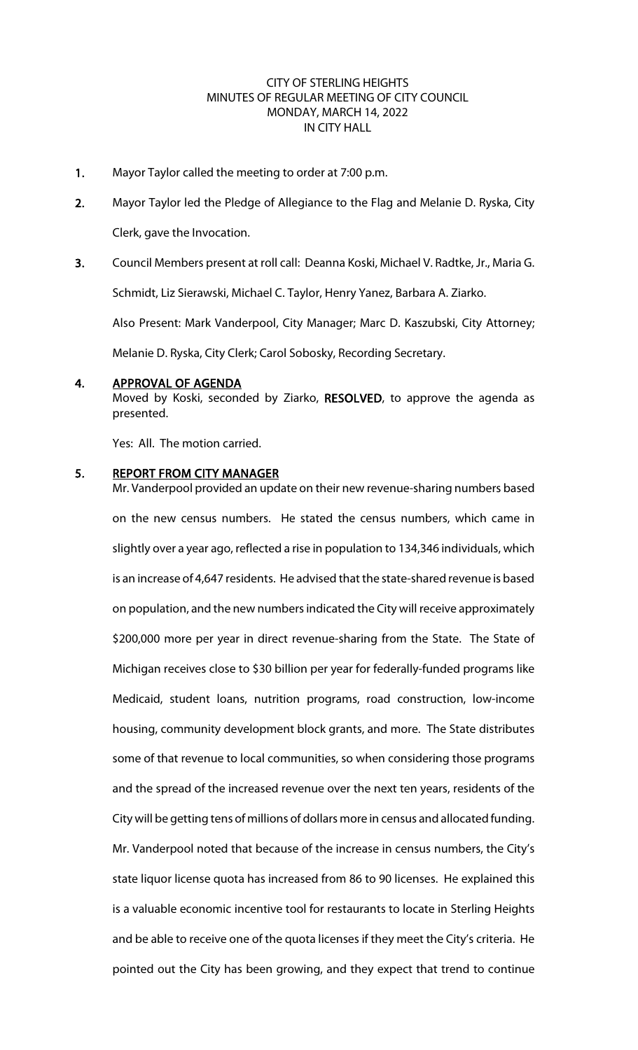CITY OF STERLING HEIGHTS
MINUTES OF REGULAR MEETING OF CITY COUNCIL
MONDAY, MARCH 14, 2022
IN CITY HALL

1. Mayor Taylor called the meeting to order at 7:00 p.m.

2. Mayor Taylor led the Pledge of Allegiance to the Flag and Melanie D. Ryska, City Clerk, gave the Invocation.

3. Council Members present at roll call: Deanna Koski, Michael V. Radtke, Jr., Maria G. Schmidt, Liz Sierawski, Michael C. Taylor, Henry Yanez, Barbara A. Ziarko.

   Also Present: Mark Vanderpool, City Manager; Marc D. Kaszubski, City Attorney; Melanie D. Ryska, City Clerk; Carol Sobosky, Recording Secretary.

4. **APPROVAL OF AGENDA**
   Moved by Koski, seconded by Ziarko, **RESOLVED**, to approve the agenda as presented.

   Yes: All. The motion carried.

5. **REPORT FROM CITY MANAGER**
   Mr. Vanderpool provided an update on their new revenue-sharing numbers based on the new census numbers. He stated the census numbers, which came in slightly over a year ago, reflected a rise in population to 134,346 individuals, which is an increase of 4,647 residents. He advised that the state-shared revenue is based on population, and the new numbers indicated the City will receive approximately $200,000 more per year in direct revenue-sharing from the State. The State of Michigan receives close to $30 billion per year for federally-funded programs like Medicaid, student loans, nutrition programs, road construction, low-income housing, community development block grants, and more. The State distributes some of that revenue to local communities, so when considering those programs and the spread of the increased revenue over the next ten years, residents of the City will be getting tens of millions of dollars more in census and allocated funding. Mr. Vanderpool noted that because of the increase in census numbers, the City's state liquor license quota has increased from 86 to 90 licenses. He explained this is a valuable economic incentive tool for restaurants to locate in Sterling Heights and be able to receive one of the quota licenses if they meet the City's criteria. He pointed out the City has been growing, and they expect that trend to continue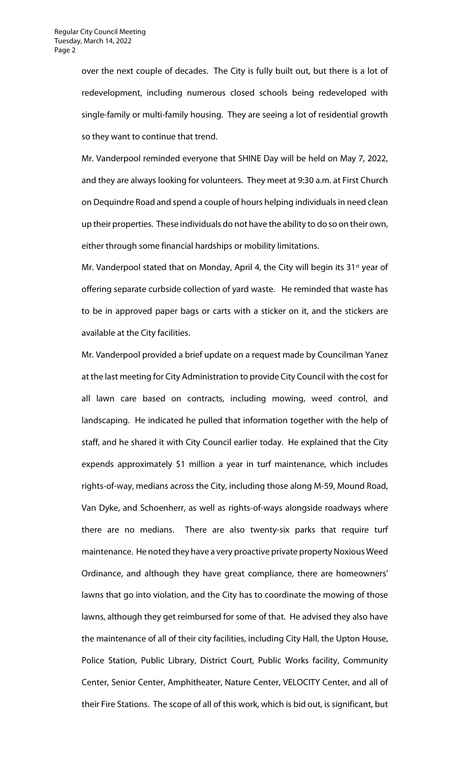over the next couple of decades. The City is fully built out, but there is a lot of redevelopment, including numerous closed schools being redeveloped with single-family or multi-family housing. They are seeing a lot of residential growth so they want to continue that trend.

Mr. Vanderpool reminded everyone that SHINE Day will be held on May 7, 2022, and they are always looking for volunteers. They meet at 9:30 a.m. at First Church on Dequindre Road and spend a couple of hours helping individuals in need clean up their properties. These individuals do not have the ability to do so on their own, either through some financial hardships or mobility limitations.

Mr. Vanderpool stated that on Monday, April 4, the City will begin its 31st year of offering separate curbside collection of yard waste. He reminded that waste has to be in approved paper bags or carts with a sticker on it, and the stickers are available at the City facilities.

Mr. Vanderpool provided a brief update on a request made by Councilman Yanez at the last meeting for City Administration to provide City Council with the cost for all lawn care based on contracts, including mowing, weed control, and landscaping. He indicated he pulled that information together with the help of staff, and he shared it with City Council earlier today. He explained that the City expends approximately $1 million a year in turf maintenance, which includes rights-of-way, medians across the City, including those along M-59, Mound Road, Van Dyke, and Schoenherr, as well as rights-of-ways alongside roadways where there are no medians. There are also twenty-six parks that require turf maintenance. He noted they have a very proactive private property Noxious Weed Ordinance, and although they have great compliance, there are homeowners' lawns that go into violation, and the City has to coordinate the mowing of those lawns, although they get reimbursed for some of that. He advised they also have the maintenance of all of their city facilities, including City Hall, the Upton House, Police Station, Public Library, District Court, Public Works facility, Community Center, Senior Center, Amphitheater, Nature Center, VELOCITY Center, and all of their Fire Stations. The scope of all of this work, which is bid out, is significant, but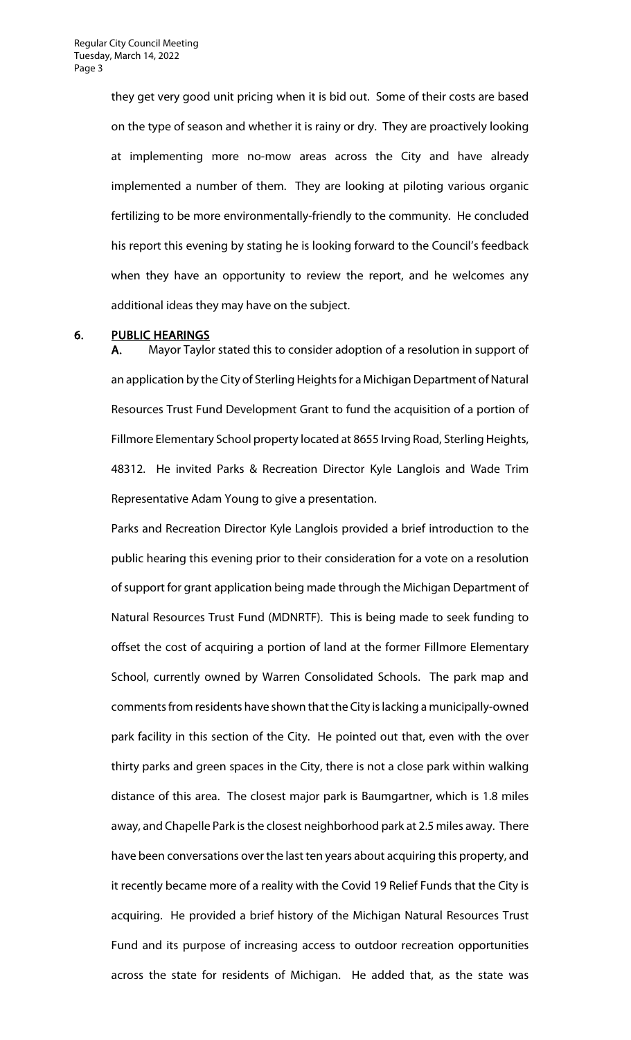they get very good unit pricing when it is bid out. Some of their costs are based on the type of season and whether it is rainy or dry. They are proactively looking at implementing more no-mow areas across the City and have already implemented a number of them. They are looking at piloting various organic fertilizing to be more environmentally-friendly to the community. He concluded his report this evening by stating he is looking forward to the Council's feedback when they have an opportunity to review the report, and he welcomes any additional ideas they may have on the subject.

## 6. PUBLIC HEARINGS

**A.** Mayor Taylor stated this to consider adoption of a resolution in support of an application by the City of Sterling Heights for a Michigan Department of Natural Resources Trust Fund Development Grant to fund the acquisition of a portion of Fillmore Elementary School property located at 8655 Irving Road, Sterling Heights, 48312. He invited Parks & Recreation Director Kyle Langlois and Wade Trim Representative Adam Young to give a presentation.

Parks and Recreation Director Kyle Langlois provided a brief introduction to the public hearing this evening prior to their consideration for a vote on a resolution of support for grant application being made through the Michigan Department of Natural Resources Trust Fund (MDNRTF). This is being made to seek funding to offset the cost of acquiring a portion of land at the former Fillmore Elementary School, currently owned by Warren Consolidated Schools. The park map and comments from residents have shown that the City is lacking a municipally-owned park facility in this section of the City. He pointed out that, even with the over thirty parks and green spaces in the City, there is not a close park within walking distance of this area. The closest major park is Baumgartner, which is 1.8 miles away, and Chapelle Park is the closest neighborhood park at 2.5 miles away. There have been conversations over the last ten years about acquiring this property, and it recently became more of a reality with the Covid 19 Relief Funds that the City is acquiring. He provided a brief history of the Michigan Natural Resources Trust Fund and its purpose of increasing access to outdoor recreation opportunities across the state for residents of Michigan. He added that, as the state was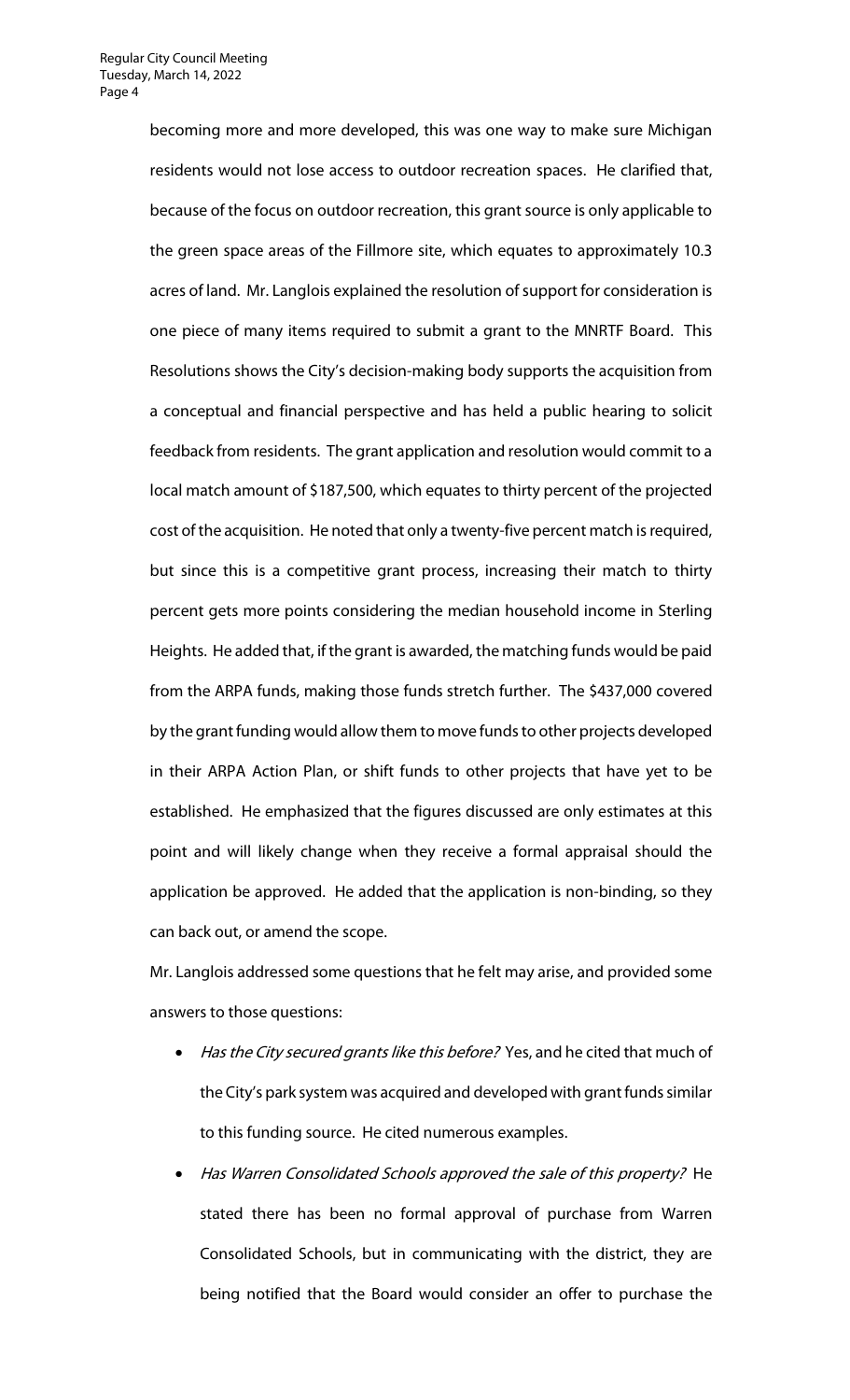becoming more and more developed, this was one way to make sure Michigan residents would not lose access to outdoor recreation spaces. He clarified that, because of the focus on outdoor recreation, this grant source is only applicable to the green space areas of the Fillmore site, which equates to approximately 10.3 acres of land. Mr. Langlois explained the resolution of support for consideration is one piece of many items required to submit a grant to the MNRTF Board. This Resolutions shows the City's decision-making body supports the acquisition from a conceptual and financial perspective and has held a public hearing to solicit feedback from residents. The grant application and resolution would commit to a local match amount of $187,500, which equates to thirty percent of the projected cost of the acquisition. He noted that only a twenty-five percent match is required, but since this is a competitive grant process, increasing their match to thirty percent gets more points considering the median household income in Sterling Heights. He added that, if the grant is awarded, the matching funds would be paid from the ARPA funds, making those funds stretch further. The $437,000 covered by the grant funding would allow them to move funds to other projects developed in their ARPA Action Plan, or shift funds to other projects that have yet to be established. He emphasized that the figures discussed are only estimates at this point and will likely change when they receive a formal appraisal should the application be approved. He added that the application is non-binding, so they can back out, or amend the scope.

Mr. Langlois addressed some questions that he felt may arise, and provided some answers to those questions:

- *Has the City secured grants like this before?* Yes, and he cited that much of the City's park system was acquired and developed with grant funds similar to this funding source. He cited numerous examples.
- *Has Warren Consolidated Schools approved the sale of this property?* He stated there has been no formal approval of purchase from Warren Consolidated Schools, but in communicating with the district, they are being notified that the Board would consider an offer to purchase the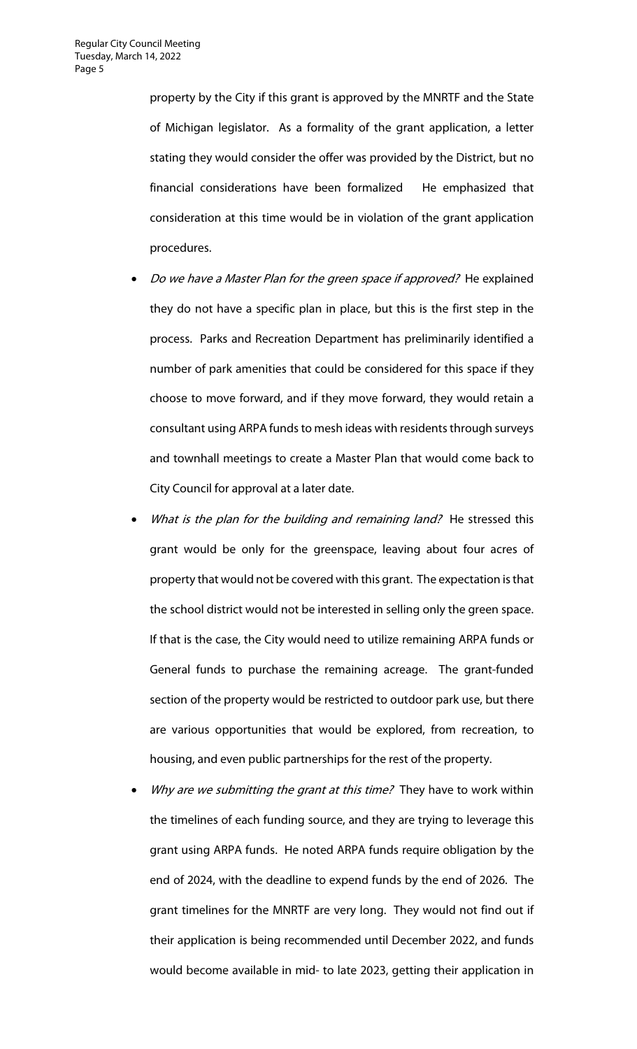property by the City if this grant is approved by the MNRTF and the State of Michigan legislator. As a formality of the grant application, a letter stating they would consider the offer was provided by the District, but no financial considerations have been formalized He emphasized that consideration at this time would be in violation of the grant application procedures.

- *Do we have a Master Plan for the green space if approved?* He explained they do not have a specific plan in place, but this is the first step in the process. Parks and Recreation Department has preliminarily identified a number of park amenities that could be considered for this space if they choose to move forward, and if they move forward, they would retain a consultant using ARPA funds to mesh ideas with residents through surveys and townhall meetings to create a Master Plan that would come back to City Council for approval at a later date.
- *What is the plan for the building and remaining land?* He stressed this grant would be only for the greenspace, leaving about four acres of property that would not be covered with this grant. The expectation is that the school district would not be interested in selling only the green space. If that is the case, the City would need to utilize remaining ARPA funds or General funds to purchase the remaining acreage. The grant-funded section of the property would be restricted to outdoor park use, but there are various opportunities that would be explored, from recreation, to housing, and even public partnerships for the rest of the property.
- *Why are we submitting the grant at this time?* They have to work within the timelines of each funding source, and they are trying to leverage this grant using ARPA funds. He noted ARPA funds require obligation by the end of 2024, with the deadline to expend funds by the end of 2026. The grant timelines for the MNRTF are very long. They would not find out if their application is being recommended until December 2022, and funds would become available in mid- to late 2023, getting their application in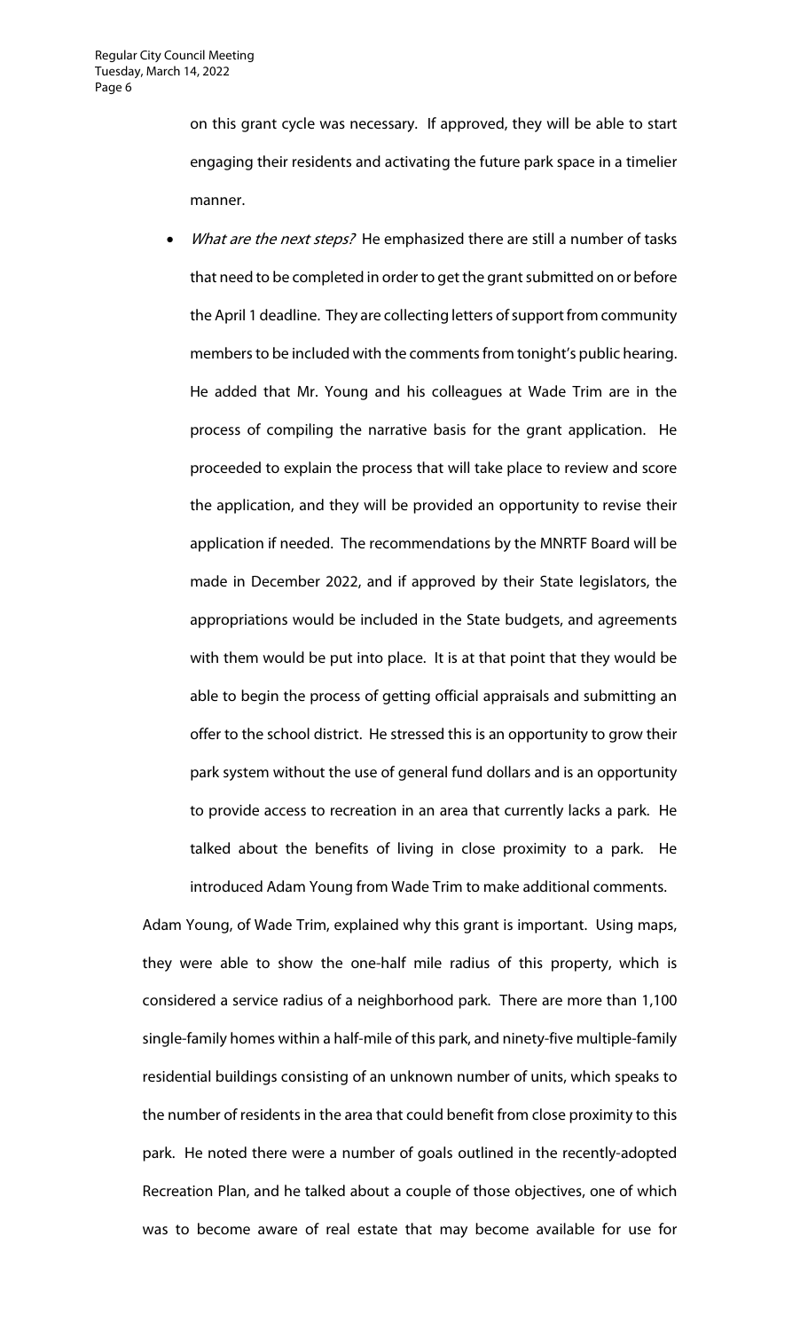on this grant cycle was necessary. If approved, they will be able to start engaging their residents and activating the future park space in a timelier manner.

- *What are the next steps?* He emphasized there are still a number of tasks that need to be completed in order to get the grant submitted on or before the April 1 deadline. They are collecting letters of support from community members to be included with the comments from tonight's public hearing. He added that Mr. Young and his colleagues at Wade Trim are in the process of compiling the narrative basis for the grant application. He proceeded to explain the process that will take place to review and score the application, and they will be provided an opportunity to revise their application if needed. The recommendations by the MNRTF Board will be made in December 2022, and if approved by their State legislators, the appropriations would be included in the State budgets, and agreements with them would be put into place. It is at that point that they would be able to begin the process of getting official appraisals and submitting an offer to the school district. He stressed this is an opportunity to grow their park system without the use of general fund dollars and is an opportunity to provide access to recreation in an area that currently lacks a park. He talked about the benefits of living in close proximity to a park. He introduced Adam Young from Wade Trim to make additional comments.

Adam Young, of Wade Trim, explained why this grant is important. Using maps, they were able to show the one-half mile radius of this property, which is considered a service radius of a neighborhood park. There are more than 1,100 single-family homes within a half-mile of this park, and ninety-five multiple-family residential buildings consisting of an unknown number of units, which speaks to the number of residents in the area that could benefit from close proximity to this park. He noted there were a number of goals outlined in the recently-adopted Recreation Plan, and he talked about a couple of those objectives, one of which was to become aware of real estate that may become available for use for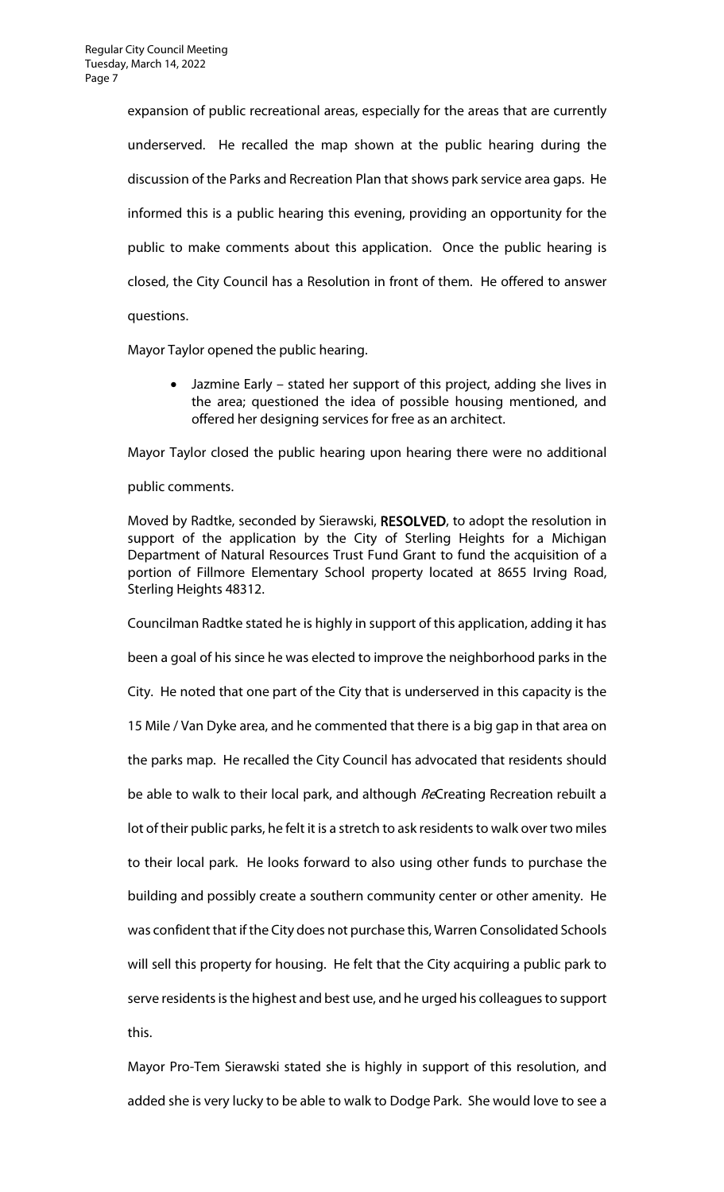expansion of public recreational areas, especially for the areas that are currently underserved. He recalled the map shown at the public hearing during the discussion of the Parks and Recreation Plan that shows park service area gaps. He informed this is a public hearing this evening, providing an opportunity for the public to make comments about this application. Once the public hearing is closed, the City Council has a Resolution in front of them. He offered to answer questions.

Mayor Taylor opened the public hearing.

- Jazmine Early – stated her support of this project, adding she lives in the area; questioned the idea of possible housing mentioned, and offered her designing services for free as an architect.

Mayor Taylor closed the public hearing upon hearing there were no additional public comments.

Moved by Radtke, seconded by Sierawski, **RESOLVED**, to adopt the resolution in support of the application by the City of Sterling Heights for a Michigan Department of Natural Resources Trust Fund Grant to fund the acquisition of a portion of Fillmore Elementary School property located at 8655 Irving Road, Sterling Heights 48312.

Councilman Radtke stated he is highly in support of this application, adding it has been a goal of his since he was elected to improve the neighborhood parks in the City. He noted that one part of the City that is underserved in this capacity is the 15 Mile / Van Dyke area, and he commented that there is a big gap in that area on the parks map. He recalled the City Council has advocated that residents should be able to walk to their local park, and although *Re*Creating Recreation rebuilt a lot of their public parks, he felt it is a stretch to ask residents to walk over two miles to their local park. He looks forward to also using other funds to purchase the building and possibly create a southern community center or other amenity. He was confident that if the City does not purchase this, Warren Consolidated Schools will sell this property for housing. He felt that the City acquiring a public park to serve residents is the highest and best use, and he urged his colleagues to support this.

Mayor Pro-Tem Sierawski stated she is highly in support of this resolution, and added she is very lucky to be able to walk to Dodge Park. She would love to see a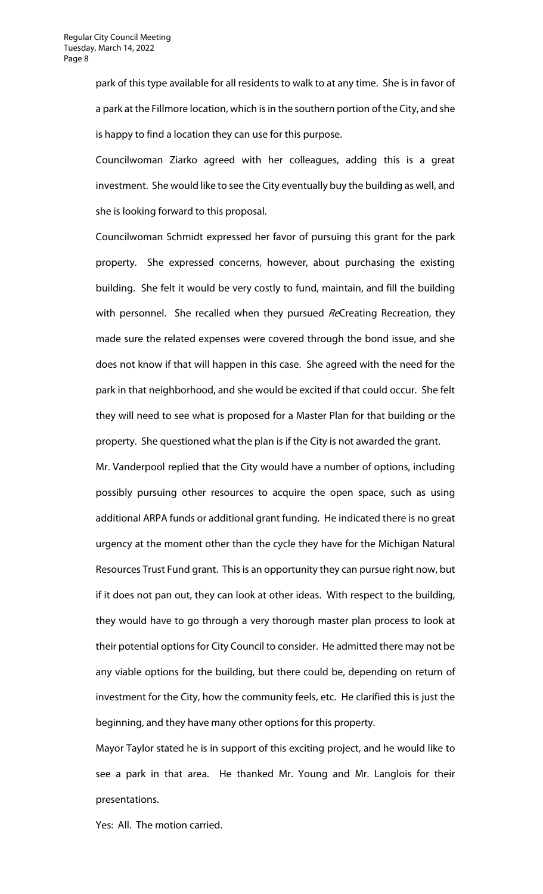park of this type available for all residents to walk to at any time. She is in favor of a park at the Fillmore location, which is in the southern portion of the City, and she is happy to find a location they can use for this purpose.

Councilwoman Ziarko agreed with her colleagues, adding this is a great investment. She would like to see the City eventually buy the building as well, and she is looking forward to this proposal.

Councilwoman Schmidt expressed her favor of pursuing this grant for the park property. She expressed concerns, however, about purchasing the existing building. She felt it would be very costly to fund, maintain, and fill the building with personnel. She recalled when they pursued *Re*Creating Recreation, they made sure the related expenses were covered through the bond issue, and she does not know if that will happen in this case. She agreed with the need for the park in that neighborhood, and she would be excited if that could occur. She felt they will need to see what is proposed for a Master Plan for that building or the property. She questioned what the plan is if the City is not awarded the grant.

Mr. Vanderpool replied that the City would have a number of options, including possibly pursuing other resources to acquire the open space, such as using additional ARPA funds or additional grant funding. He indicated there is no great urgency at the moment other than the cycle they have for the Michigan Natural Resources Trust Fund grant. This is an opportunity they can pursue right now, but if it does not pan out, they can look at other ideas. With respect to the building, they would have to go through a very thorough master plan process to look at their potential options for City Council to consider. He admitted there may not be any viable options for the building, but there could be, depending on return of investment for the City, how the community feels, etc. He clarified this is just the beginning, and they have many other options for this property.

Mayor Taylor stated he is in support of this exciting project, and he would like to see a park in that area. He thanked Mr. Young and Mr. Langlois for their presentations.

Yes: All. The motion carried.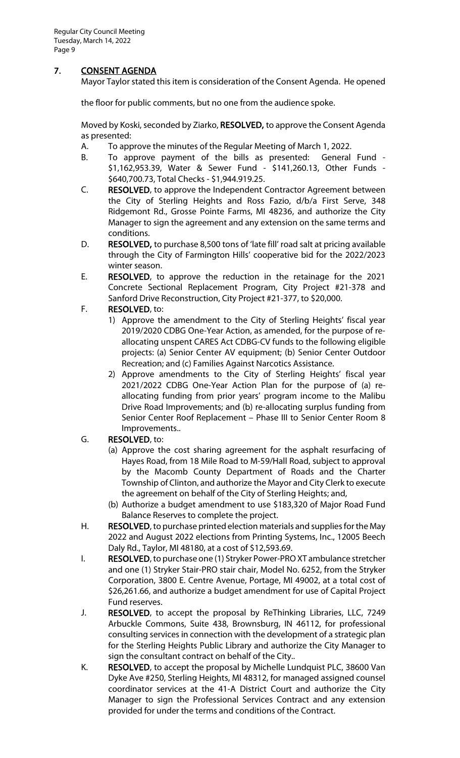## 7. CONSENT AGENDA

Mayor Taylor stated this item is consideration of the Consent Agenda. He opened

the floor for public comments, but no one from the audience spoke.

Moved by Koski, seconded by Ziarko, **RESOLVED,** to approve the Consent Agenda as presented:

A. To approve the minutes of the Regular Meeting of March 1, 2022.

B. To approve payment of the bills as presented: General Fund - $1,162,953.39, Water & Sewer Fund - $141,260.13, Other Funds - $640,700.73, Total Checks - $1,944.919.25.

C. **RESOLVED**, to approve the Independent Contractor Agreement between the City of Sterling Heights and Ross Fazio, d/b/a First Serve, 348 Ridgemont Rd., Grosse Pointe Farms, MI 48236, and authorize the City Manager to sign the agreement and any extension on the same terms and conditions.

D. **RESOLVED,** to purchase 8,500 tons of 'late fill' road salt at pricing available through the City of Farmington Hills' cooperative bid for the 2022/2023 winter season.

E. **RESOLVED**, to approve the reduction in the retainage for the 2021 Concrete Sectional Replacement Program, City Project #21-378 and Sanford Drive Reconstruction, City Project #21-377, to $20,000.

F. **RESOLVED**, to:

1) Approve the amendment to the City of Sterling Heights' fiscal year 2019/2020 CDBG One-Year Action, as amended, for the purpose of re-allocating unspent CARES Act CDBG-CV funds to the following eligible projects: (a) Senior Center AV equipment; (b) Senior Center Outdoor Recreation; and (c) Families Against Narcotics Assistance.

2) Approve amendments to the City of Sterling Heights' fiscal year 2021/2022 CDBG One-Year Action Plan for the purpose of (a) re-allocating funding from prior years' program income to the Malibu Drive Road Improvements; and (b) re-allocating surplus funding from Senior Center Roof Replacement – Phase III to Senior Center Room 8 Improvements..

G. **RESOLVED**, to:

(a) Approve the cost sharing agreement for the asphalt resurfacing of Hayes Road, from 18 Mile Road to M-59/Hall Road, subject to approval by the Macomb County Department of Roads and the Charter Township of Clinton, and authorize the Mayor and City Clerk to execute the agreement on behalf of the City of Sterling Heights; and,

(b) Authorize a budget amendment to use $183,320 of Major Road Fund Balance Reserves to complete the project.

H. **RESOLVED**, to purchase printed election materials and supplies for the May 2022 and August 2022 elections from Printing Systems, Inc., 12005 Beech Daly Rd., Taylor, MI 48180, at a cost of $12,593.69.

I. **RESOLVED**, to purchase one (1) Stryker Power-PRO XT ambulance stretcher and one (1) Stryker Stair-PRO stair chair, Model No. 6252, from the Stryker Corporation, 3800 E. Centre Avenue, Portage, MI 49002, at a total cost of $26,261.66, and authorize a budget amendment for use of Capital Project Fund reserves.

J. **RESOLVED**, to accept the proposal by ReThinking Libraries, LLC, 7249 Arbuckle Commons, Suite 438, Brownsburg, IN 46112, for professional consulting services in connection with the development of a strategic plan for the Sterling Heights Public Library and authorize the City Manager to sign the consultant contract on behalf of the City..

K. **RESOLVED**, to accept the proposal by Michelle Lundquist PLC, 38600 Van Dyke Ave #250, Sterling Heights, MI 48312, for managed assigned counsel coordinator services at the 41-A District Court and authorize the City Manager to sign the Professional Services Contract and any extension provided for under the terms and conditions of the Contract.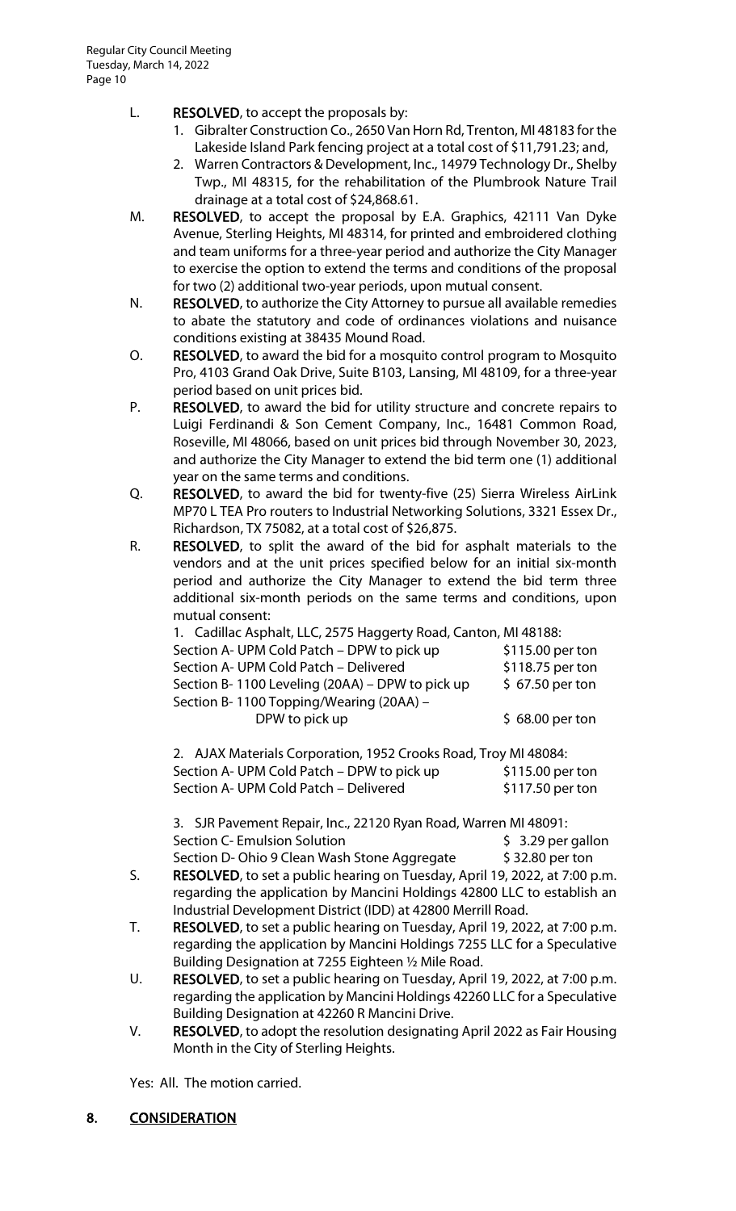L. **RESOLVED**, to accept the proposals by:
   1. Gibralter Construction Co., 2650 Van Horn Rd, Trenton, MI 48183 for the Lakeside Island Park fencing project at a total cost of $11,791.23; and,
   2. Warren Contractors & Development, Inc., 14979 Technology Dr., Shelby Twp., MI 48315, for the rehabilitation of the Plumbrook Nature Trail drainage at a total cost of $24,868.61.

M. **RESOLVED**, to accept the proposal by E.A. Graphics, 42111 Van Dyke Avenue, Sterling Heights, MI 48314, for printed and embroidered clothing and team uniforms for a three-year period and authorize the City Manager to exercise the option to extend the terms and conditions of the proposal for two (2) additional two-year periods, upon mutual consent.

N. **RESOLVED**, to authorize the City Attorney to pursue all available remedies to abate the statutory and code of ordinances violations and nuisance conditions existing at 38435 Mound Road.

O. **RESOLVED**, to award the bid for a mosquito control program to Mosquito Pro, 4103 Grand Oak Drive, Suite B103, Lansing, MI 48109, for a three-year period based on unit prices bid.

P. **RESOLVED**, to award the bid for utility structure and concrete repairs to Luigi Ferdinandi & Son Cement Company, Inc., 16481 Common Road, Roseville, MI 48066, based on unit prices bid through November 30, 2023, and authorize the City Manager to extend the bid term one (1) additional year on the same terms and conditions.

Q. **RESOLVED**, to award the bid for twenty-five (25) Sierra Wireless AirLink MP70 L TEA Pro routers to Industrial Networking Solutions, 3321 Essex Dr., Richardson, TX 75082, at a total cost of $26,875.

R. **RESOLVED**, to split the award of the bid for asphalt materials to the vendors and at the unit prices specified below for an initial six-month period and authorize the City Manager to extend the bid term three additional six-month periods on the same terms and conditions, upon mutual consent:

   1. Cadillac Asphalt, LLC, 2575 Haggerty Road, Canton, MI 48188:

   | | |
   |---|---|
   | Section A- UPM Cold Patch – DPW to pick up | $115.00 per ton |
   | Section A- UPM Cold Patch – Delivered | $118.75 per ton |
   | Section B- 1100 Leveling (20AA) – DPW to pick up | $ 67.50 per ton |
   | Section B- 1100 Topping/Wearing (20AA) – DPW to pick up | $ 68.00 per ton |

   2. AJAX Materials Corporation, 1952 Crooks Road, Troy MI 48084:

   | | |
   |---|---|
   | Section A- UPM Cold Patch – DPW to pick up | $115.00 per ton |
   | Section A- UPM Cold Patch – Delivered | $117.50 per ton |

   3. SJR Pavement Repair, Inc., 22120 Ryan Road, Warren MI 48091:

   | | |
   |---|---|
   | Section C- Emulsion Solution | $ 3.29 per gallon |
   | Section D- Ohio 9 Clean Wash Stone Aggregate | $ 32.80 per ton |

S. **RESOLVED**, to set a public hearing on Tuesday, April 19, 2022, at 7:00 p.m. regarding the application by Mancini Holdings 42800 LLC to establish an Industrial Development District (IDD) at 42800 Merrill Road.

T. **RESOLVED**, to set a public hearing on Tuesday, April 19, 2022, at 7:00 p.m. regarding the application by Mancini Holdings 7255 LLC for a Speculative Building Designation at 7255 Eighteen ½ Mile Road.

U. **RESOLVED**, to set a public hearing on Tuesday, April 19, 2022, at 7:00 p.m. regarding the application by Mancini Holdings 42260 LLC for a Speculative Building Designation at 42260 R Mancini Drive.

V. **RESOLVED**, to adopt the resolution designating April 2022 as Fair Housing Month in the City of Sterling Heights.

Yes: All. The motion carried.

## 8. CONSIDERATION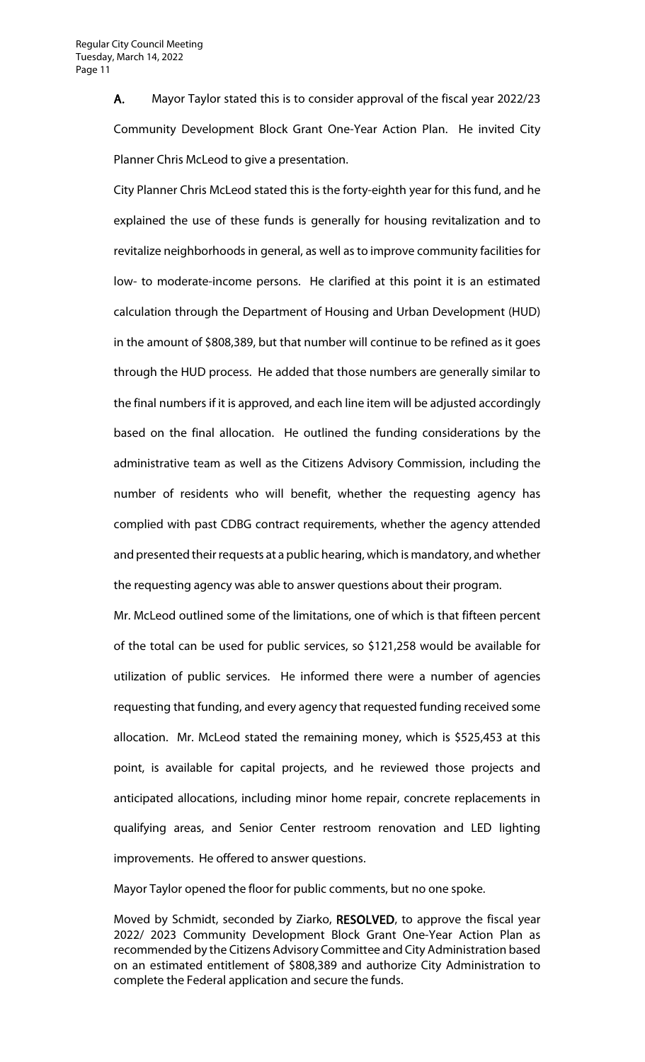**A.** Mayor Taylor stated this is to consider approval of the fiscal year 2022/23 Community Development Block Grant One-Year Action Plan. He invited City Planner Chris McLeod to give a presentation.

City Planner Chris McLeod stated this is the forty-eighth year for this fund, and he explained the use of these funds is generally for housing revitalization and to revitalize neighborhoods in general, as well as to improve community facilities for low- to moderate-income persons. He clarified at this point it is an estimated calculation through the Department of Housing and Urban Development (HUD) in the amount of $808,389, but that number will continue to be refined as it goes through the HUD process. He added that those numbers are generally similar to the final numbers if it is approved, and each line item will be adjusted accordingly based on the final allocation. He outlined the funding considerations by the administrative team as well as the Citizens Advisory Commission, including the number of residents who will benefit, whether the requesting agency has complied with past CDBG contract requirements, whether the agency attended and presented their requests at a public hearing, which is mandatory, and whether the requesting agency was able to answer questions about their program.

Mr. McLeod outlined some of the limitations, one of which is that fifteen percent of the total can be used for public services, so $121,258 would be available for utilization of public services. He informed there were a number of agencies requesting that funding, and every agency that requested funding received some allocation. Mr. McLeod stated the remaining money, which is $525,453 at this point, is available for capital projects, and he reviewed those projects and anticipated allocations, including minor home repair, concrete replacements in qualifying areas, and Senior Center restroom renovation and LED lighting improvements. He offered to answer questions.

Mayor Taylor opened the floor for public comments, but no one spoke.

Moved by Schmidt, seconded by Ziarko, **RESOLVED**, to approve the fiscal year 2022/ 2023 Community Development Block Grant One-Year Action Plan as recommended by the Citizens Advisory Committee and City Administration based on an estimated entitlement of $808,389 and authorize City Administration to complete the Federal application and secure the funds.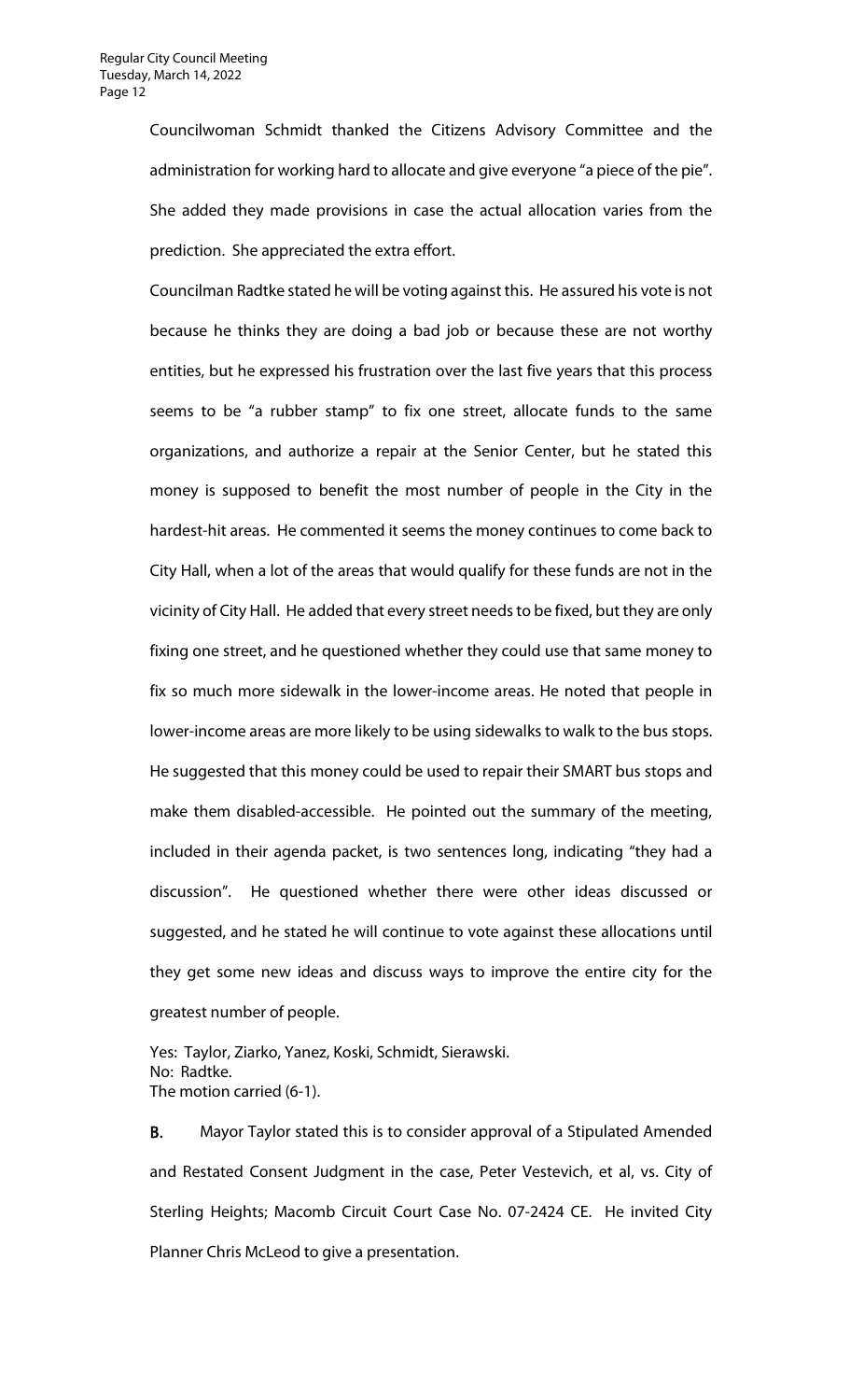Councilwoman Schmidt thanked the Citizens Advisory Committee and the administration for working hard to allocate and give everyone "a piece of the pie". She added they made provisions in case the actual allocation varies from the prediction. She appreciated the extra effort.

Councilman Radtke stated he will be voting against this. He assured his vote is not because he thinks they are doing a bad job or because these are not worthy entities, but he expressed his frustration over the last five years that this process seems to be "a rubber stamp" to fix one street, allocate funds to the same organizations, and authorize a repair at the Senior Center, but he stated this money is supposed to benefit the most number of people in the City in the hardest-hit areas. He commented it seems the money continues to come back to City Hall, when a lot of the areas that would qualify for these funds are not in the vicinity of City Hall. He added that every street needs to be fixed, but they are only fixing one street, and he questioned whether they could use that same money to fix so much more sidewalk in the lower-income areas. He noted that people in lower-income areas are more likely to be using sidewalks to walk to the bus stops. He suggested that this money could be used to repair their SMART bus stops and make them disabled-accessible. He pointed out the summary of the meeting, included in their agenda packet, is two sentences long, indicating "they had a discussion". He questioned whether there were other ideas discussed or suggested, and he stated he will continue to vote against these allocations until they get some new ideas and discuss ways to improve the entire city for the greatest number of people.

Yes: Taylor, Ziarko, Yanez, Koski, Schmidt, Sierawski.
No: Radtke.
The motion carried (6-1).

**B.** Mayor Taylor stated this is to consider approval of a Stipulated Amended and Restated Consent Judgment in the case, Peter Vestevich, et al, vs. City of Sterling Heights; Macomb Circuit Court Case No. 07-2424 CE. He invited City Planner Chris McLeod to give a presentation.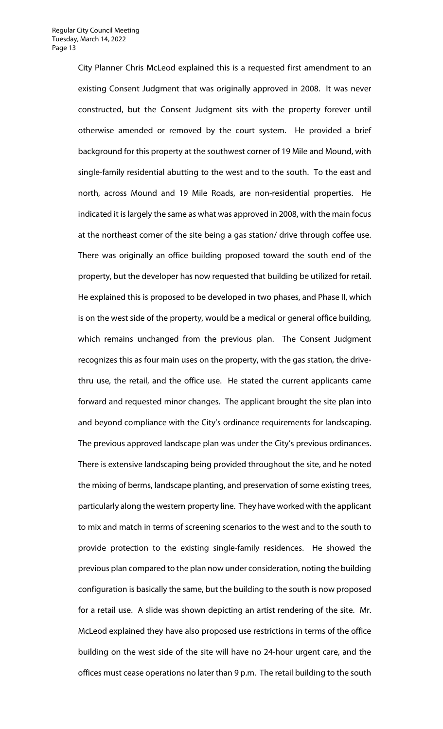City Planner Chris McLeod explained this is a requested first amendment to an existing Consent Judgment that was originally approved in 2008. It was never constructed, but the Consent Judgment sits with the property forever until otherwise amended or removed by the court system. He provided a brief background for this property at the southwest corner of 19 Mile and Mound, with single-family residential abutting to the west and to the south. To the east and north, across Mound and 19 Mile Roads, are non-residential properties. He indicated it is largely the same as what was approved in 2008, with the main focus at the northeast corner of the site being a gas station/ drive through coffee use. There was originally an office building proposed toward the south end of the property, but the developer has now requested that building be utilized for retail. He explained this is proposed to be developed in two phases, and Phase II, which is on the west side of the property, would be a medical or general office building, which remains unchanged from the previous plan. The Consent Judgment recognizes this as four main uses on the property, with the gas station, the drive-thru use, the retail, and the office use. He stated the current applicants came forward and requested minor changes. The applicant brought the site plan into and beyond compliance with the City's ordinance requirements for landscaping. The previous approved landscape plan was under the City's previous ordinances. There is extensive landscaping being provided throughout the site, and he noted the mixing of berms, landscape planting, and preservation of some existing trees, particularly along the western property line. They have worked with the applicant to mix and match in terms of screening scenarios to the west and to the south to provide protection to the existing single-family residences. He showed the previous plan compared to the plan now under consideration, noting the building configuration is basically the same, but the building to the south is now proposed for a retail use. A slide was shown depicting an artist rendering of the site. Mr. McLeod explained they have also proposed use restrictions in terms of the office building on the west side of the site will have no 24-hour urgent care, and the offices must cease operations no later than 9 p.m. The retail building to the south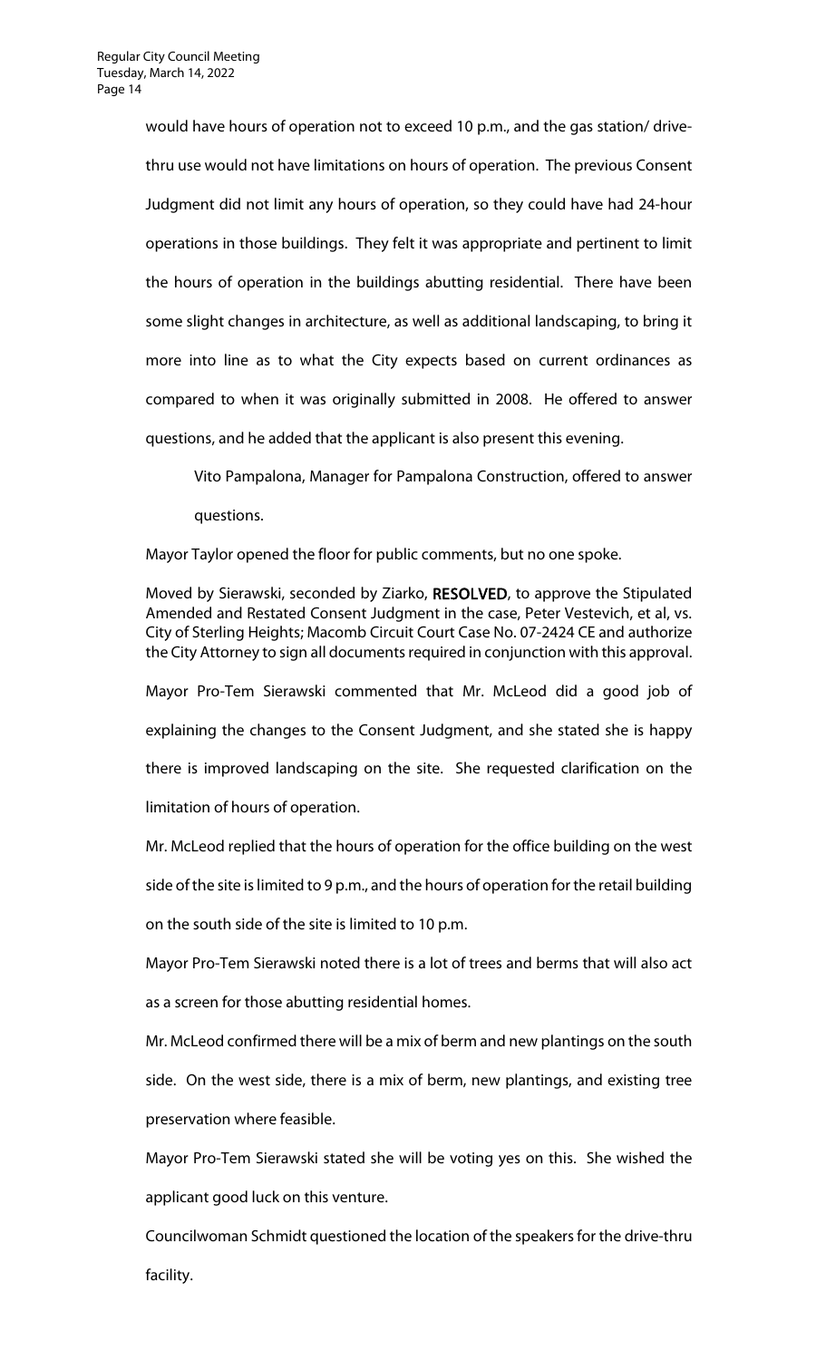would have hours of operation not to exceed 10 p.m., and the gas station/ drive-thru use would not have limitations on hours of operation. The previous Consent Judgment did not limit any hours of operation, so they could have had 24-hour operations in those buildings. They felt it was appropriate and pertinent to limit the hours of operation in the buildings abutting residential. There have been some slight changes in architecture, as well as additional landscaping, to bring it more into line as to what the City expects based on current ordinances as compared to when it was originally submitted in 2008. He offered to answer questions, and he added that the applicant is also present this evening.

Vito Pampalona, Manager for Pampalona Construction, offered to answer questions.

Mayor Taylor opened the floor for public comments, but no one spoke.

Moved by Sierawski, seconded by Ziarko, **RESOLVED**, to approve the Stipulated Amended and Restated Consent Judgment in the case, Peter Vestevich, et al, vs. City of Sterling Heights; Macomb Circuit Court Case No. 07-2424 CE and authorize the City Attorney to sign all documents required in conjunction with this approval.

Mayor Pro-Tem Sierawski commented that Mr. McLeod did a good job of explaining the changes to the Consent Judgment, and she stated she is happy there is improved landscaping on the site. She requested clarification on the limitation of hours of operation.

Mr. McLeod replied that the hours of operation for the office building on the west side of the site is limited to 9 p.m., and the hours of operation for the retail building on the south side of the site is limited to 10 p.m.

Mayor Pro-Tem Sierawski noted there is a lot of trees and berms that will also act as a screen for those abutting residential homes.

Mr. McLeod confirmed there will be a mix of berm and new plantings on the south side. On the west side, there is a mix of berm, new plantings, and existing tree preservation where feasible.

Mayor Pro-Tem Sierawski stated she will be voting yes on this. She wished the applicant good luck on this venture.

Councilwoman Schmidt questioned the location of the speakers for the drive-thru facility.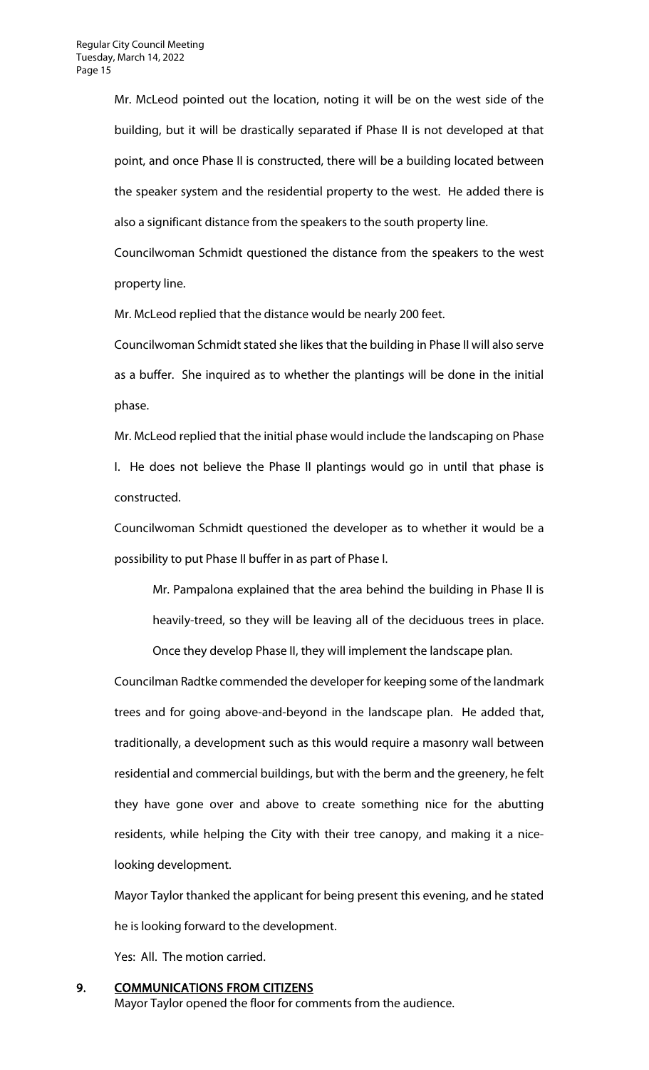Mr. McLeod pointed out the location, noting it will be on the west side of the building, but it will be drastically separated if Phase II is not developed at that point, and once Phase II is constructed, there will be a building located between the speaker system and the residential property to the west. He added there is also a significant distance from the speakers to the south property line.

Councilwoman Schmidt questioned the distance from the speakers to the west property line.

Mr. McLeod replied that the distance would be nearly 200 feet.

Councilwoman Schmidt stated she likes that the building in Phase II will also serve as a buffer. She inquired as to whether the plantings will be done in the initial phase.

Mr. McLeod replied that the initial phase would include the landscaping on Phase I. He does not believe the Phase II plantings would go in until that phase is constructed.

Councilwoman Schmidt questioned the developer as to whether it would be a possibility to put Phase II buffer in as part of Phase I.

> Mr. Pampalona explained that the area behind the building in Phase II is heavily-treed, so they will be leaving all of the deciduous trees in place. Once they develop Phase II, they will implement the landscape plan.

Councilman Radtke commended the developer for keeping some of the landmark trees and for going above-and-beyond in the landscape plan. He added that, traditionally, a development such as this would require a masonry wall between residential and commercial buildings, but with the berm and the greenery, he felt they have gone over and above to create something nice for the abutting residents, while helping the City with their tree canopy, and making it a nice-looking development.

Mayor Taylor thanked the applicant for being present this evening, and he stated he is looking forward to the development.

Yes: All. The motion carried.

## 9. COMMUNICATIONS FROM CITIZENS

Mayor Taylor opened the floor for comments from the audience.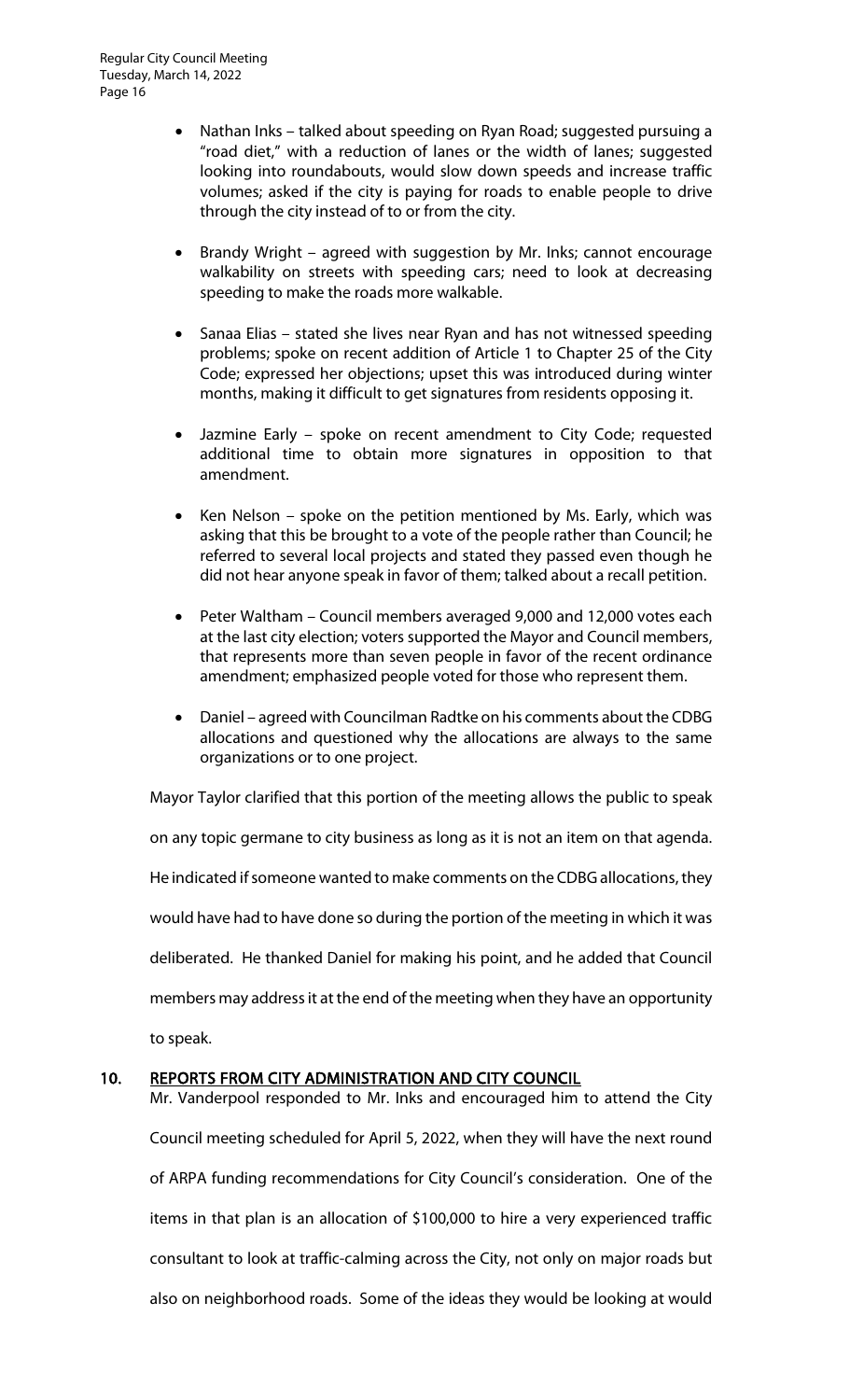- Nathan Inks – talked about speeding on Ryan Road; suggested pursuing a "road diet," with a reduction of lanes or the width of lanes; suggested looking into roundabouts, would slow down speeds and increase traffic volumes; asked if the city is paying for roads to enable people to drive through the city instead of to or from the city.

- Brandy Wright – agreed with suggestion by Mr. Inks; cannot encourage walkability on streets with speeding cars; need to look at decreasing speeding to make the roads more walkable.

- Sanaa Elias – stated she lives near Ryan and has not witnessed speeding problems; spoke on recent addition of Article 1 to Chapter 25 of the City Code; expressed her objections; upset this was introduced during winter months, making it difficult to get signatures from residents opposing it.

- Jazmine Early – spoke on recent amendment to City Code; requested additional time to obtain more signatures in opposition to that amendment.

- Ken Nelson – spoke on the petition mentioned by Ms. Early, which was asking that this be brought to a vote of the people rather than Council; he referred to several local projects and stated they passed even though he did not hear anyone speak in favor of them; talked about a recall petition.

- Peter Waltham – Council members averaged 9,000 and 12,000 votes each at the last city election; voters supported the Mayor and Council members, that represents more than seven people in favor of the recent ordinance amendment; emphasized people voted for those who represent them.

- Daniel – agreed with Councilman Radtke on his comments about the CDBG allocations and questioned why the allocations are always to the same organizations or to one project.

Mayor Taylor clarified that this portion of the meeting allows the public to speak on any topic germane to city business as long as it is not an item on that agenda. He indicated if someone wanted to make comments on the CDBG allocations, they would have had to have done so during the portion of the meeting in which it was deliberated. He thanked Daniel for making his point, and he added that Council members may address it at the end of the meeting when they have an opportunity to speak.

## 10. REPORTS FROM CITY ADMINISTRATION AND CITY COUNCIL

Mr. Vanderpool responded to Mr. Inks and encouraged him to attend the City Council meeting scheduled for April 5, 2022, when they will have the next round of ARPA funding recommendations for City Council's consideration. One of the items in that plan is an allocation of $100,000 to hire a very experienced traffic consultant to look at traffic-calming across the City, not only on major roads but also on neighborhood roads. Some of the ideas they would be looking at would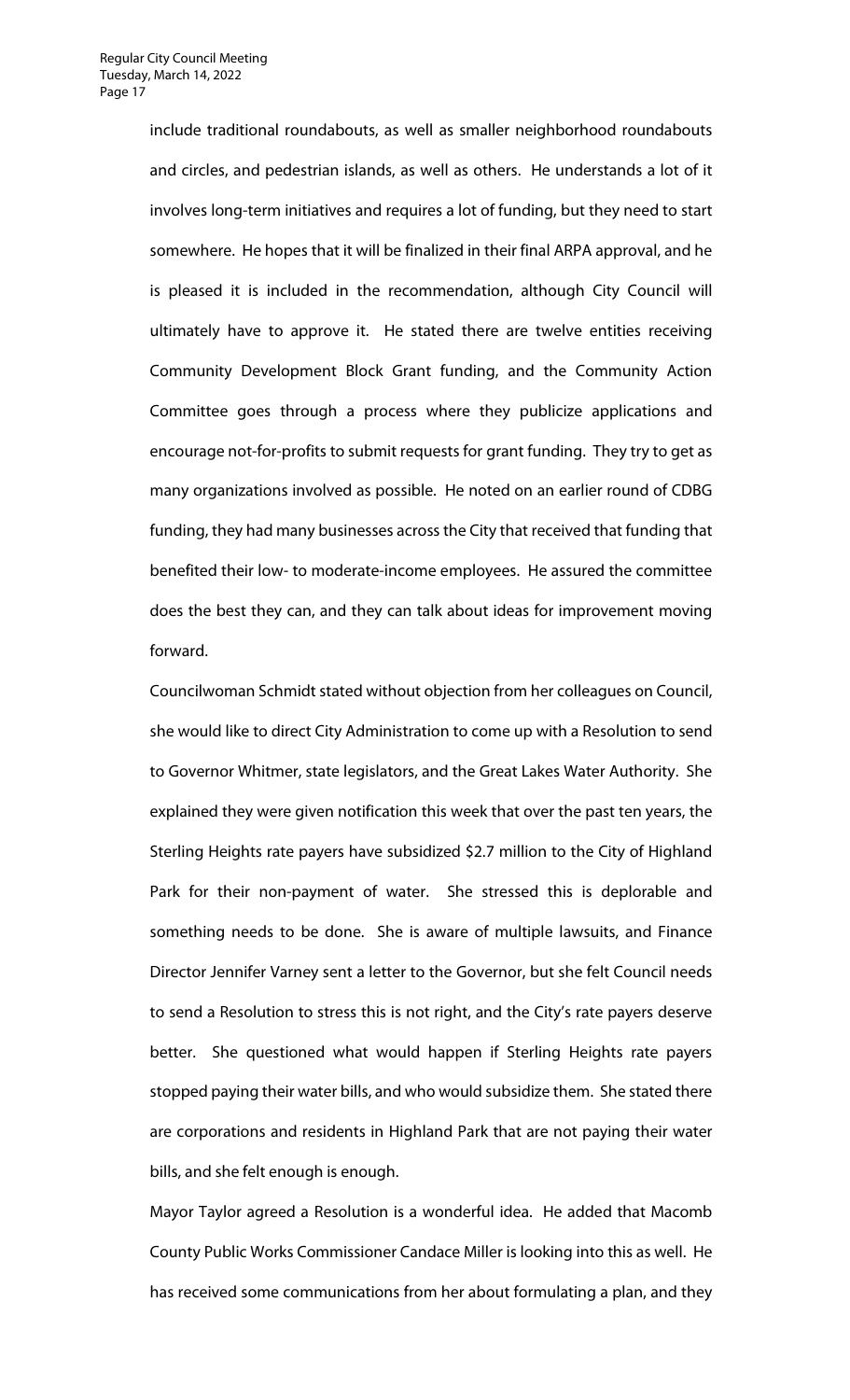include traditional roundabouts, as well as smaller neighborhood roundabouts and circles, and pedestrian islands, as well as others. He understands a lot of it involves long-term initiatives and requires a lot of funding, but they need to start somewhere. He hopes that it will be finalized in their final ARPA approval, and he is pleased it is included in the recommendation, although City Council will ultimately have to approve it. He stated there are twelve entities receiving Community Development Block Grant funding, and the Community Action Committee goes through a process where they publicize applications and encourage not-for-profits to submit requests for grant funding. They try to get as many organizations involved as possible. He noted on an earlier round of CDBG funding, they had many businesses across the City that received that funding that benefited their low- to moderate-income employees. He assured the committee does the best they can, and they can talk about ideas for improvement moving forward.

Councilwoman Schmidt stated without objection from her colleagues on Council, she would like to direct City Administration to come up with a Resolution to send to Governor Whitmer, state legislators, and the Great Lakes Water Authority. She explained they were given notification this week that over the past ten years, the Sterling Heights rate payers have subsidized $2.7 million to the City of Highland Park for their non-payment of water. She stressed this is deplorable and something needs to be done. She is aware of multiple lawsuits, and Finance Director Jennifer Varney sent a letter to the Governor, but she felt Council needs to send a Resolution to stress this is not right, and the City's rate payers deserve better. She questioned what would happen if Sterling Heights rate payers stopped paying their water bills, and who would subsidize them. She stated there are corporations and residents in Highland Park that are not paying their water bills, and she felt enough is enough.

Mayor Taylor agreed a Resolution is a wonderful idea. He added that Macomb County Public Works Commissioner Candace Miller is looking into this as well. He has received some communications from her about formulating a plan, and they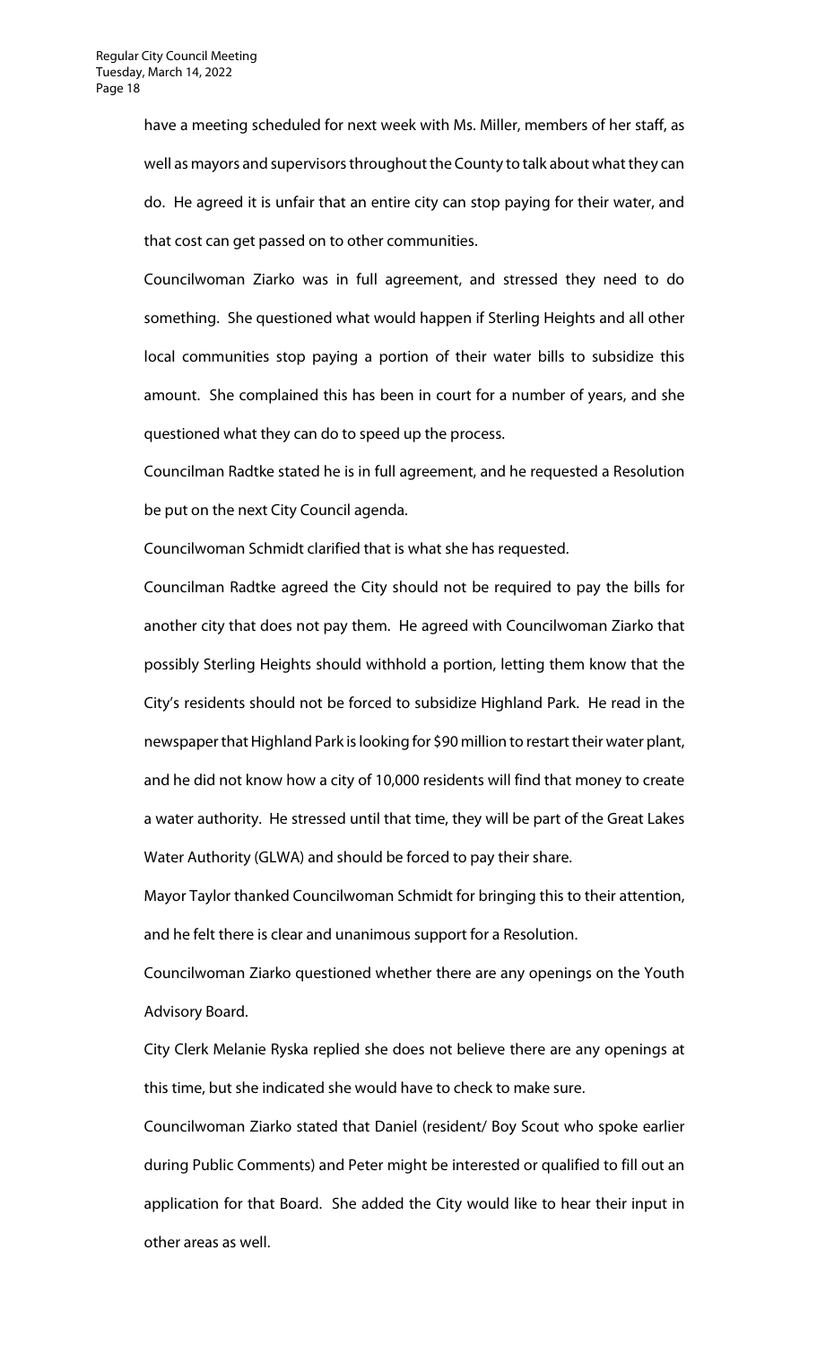have a meeting scheduled for next week with Ms. Miller, members of her staff, as well as mayors and supervisors throughout the County to talk about what they can do. He agreed it is unfair that an entire city can stop paying for their water, and that cost can get passed on to other communities.

Councilwoman Ziarko was in full agreement, and stressed they need to do something. She questioned what would happen if Sterling Heights and all other local communities stop paying a portion of their water bills to subsidize this amount. She complained this has been in court for a number of years, and she questioned what they can do to speed up the process.

Councilman Radtke stated he is in full agreement, and he requested a Resolution be put on the next City Council agenda.

Councilwoman Schmidt clarified that is what she has requested.

Councilman Radtke agreed the City should not be required to pay the bills for another city that does not pay them. He agreed with Councilwoman Ziarko that possibly Sterling Heights should withhold a portion, letting them know that the City's residents should not be forced to subsidize Highland Park. He read in the newspaper that Highland Park is looking for $90 million to restart their water plant, and he did not know how a city of 10,000 residents will find that money to create a water authority. He stressed until that time, they will be part of the Great Lakes Water Authority (GLWA) and should be forced to pay their share.

Mayor Taylor thanked Councilwoman Schmidt for bringing this to their attention, and he felt there is clear and unanimous support for a Resolution.

Councilwoman Ziarko questioned whether there are any openings on the Youth Advisory Board.

City Clerk Melanie Ryska replied she does not believe there are any openings at this time, but she indicated she would have to check to make sure.

Councilwoman Ziarko stated that Daniel (resident/ Boy Scout who spoke earlier during Public Comments) and Peter might be interested or qualified to fill out an application for that Board. She added the City would like to hear their input in other areas as well.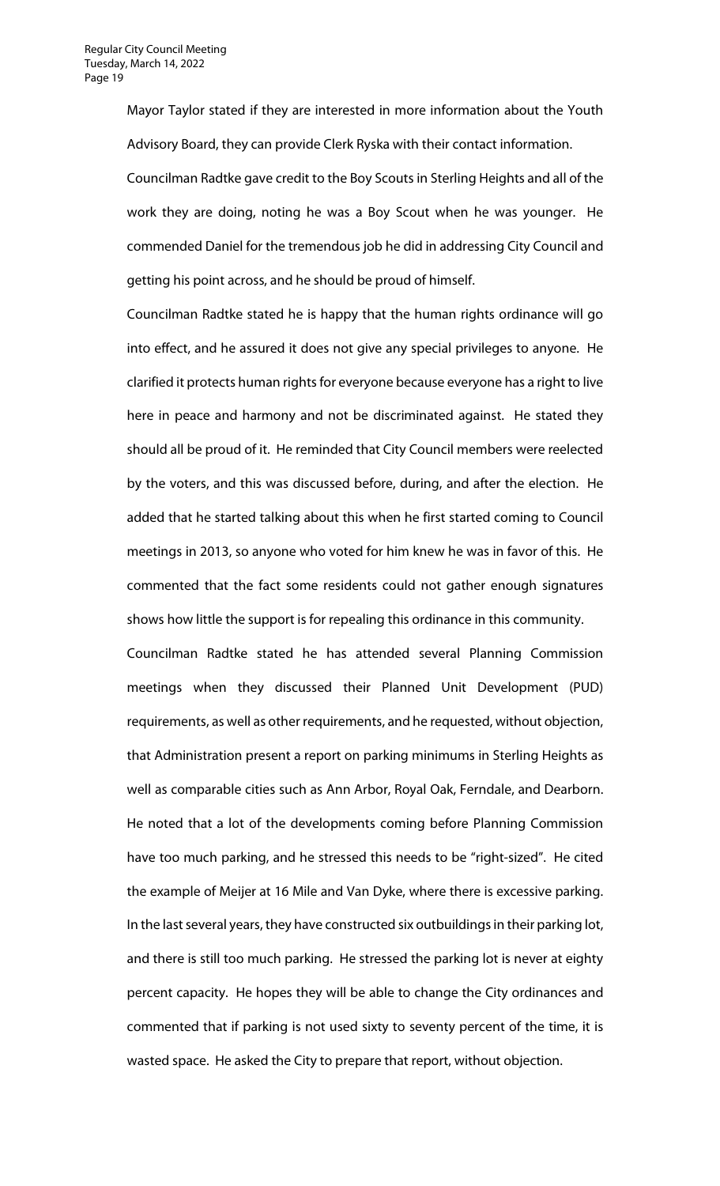Mayor Taylor stated if they are interested in more information about the Youth Advisory Board, they can provide Clerk Ryska with their contact information.

Councilman Radtke gave credit to the Boy Scouts in Sterling Heights and all of the work they are doing, noting he was a Boy Scout when he was younger. He commended Daniel for the tremendous job he did in addressing City Council and getting his point across, and he should be proud of himself.

Councilman Radtke stated he is happy that the human rights ordinance will go into effect, and he assured it does not give any special privileges to anyone. He clarified it protects human rights for everyone because everyone has a right to live here in peace and harmony and not be discriminated against. He stated they should all be proud of it. He reminded that City Council members were reelected by the voters, and this was discussed before, during, and after the election. He added that he started talking about this when he first started coming to Council meetings in 2013, so anyone who voted for him knew he was in favor of this. He commented that the fact some residents could not gather enough signatures shows how little the support is for repealing this ordinance in this community.

Councilman Radtke stated he has attended several Planning Commission meetings when they discussed their Planned Unit Development (PUD) requirements, as well as other requirements, and he requested, without objection, that Administration present a report on parking minimums in Sterling Heights as well as comparable cities such as Ann Arbor, Royal Oak, Ferndale, and Dearborn. He noted that a lot of the developments coming before Planning Commission have too much parking, and he stressed this needs to be "right-sized". He cited the example of Meijer at 16 Mile and Van Dyke, where there is excessive parking. In the last several years, they have constructed six outbuildings in their parking lot, and there is still too much parking. He stressed the parking lot is never at eighty percent capacity. He hopes they will be able to change the City ordinances and commented that if parking is not used sixty to seventy percent of the time, it is wasted space. He asked the City to prepare that report, without objection.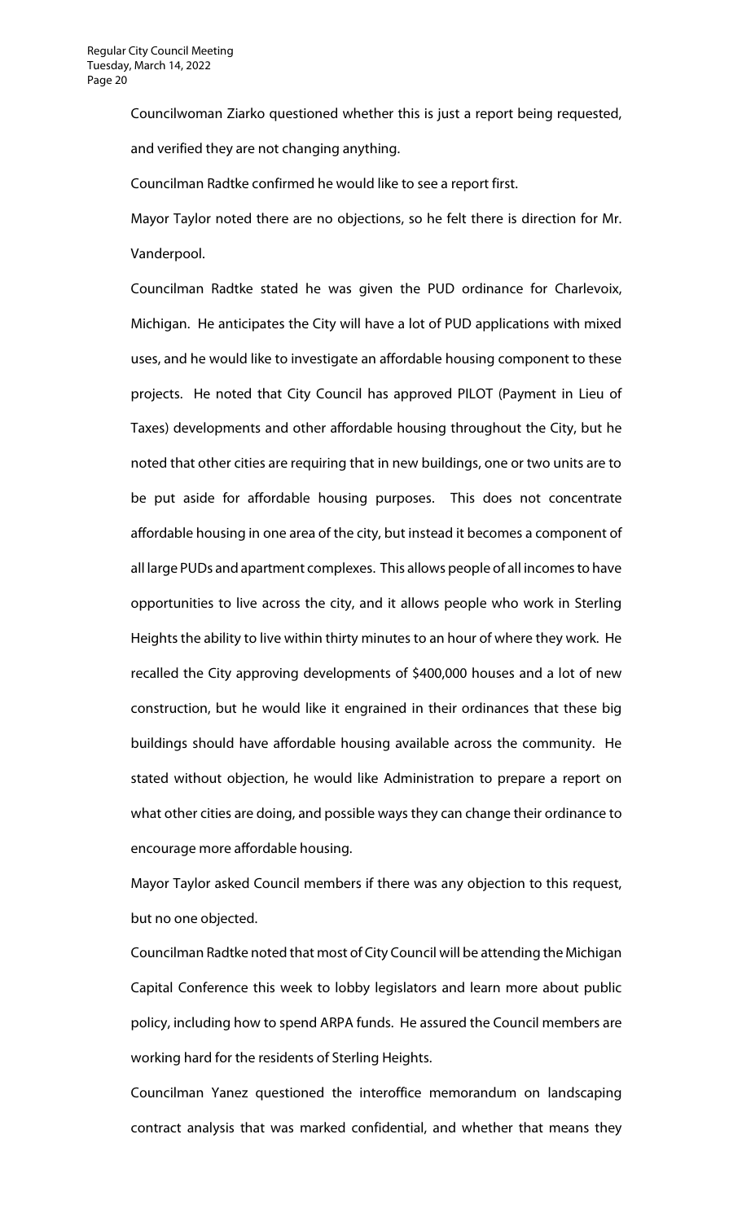Councilwoman Ziarko questioned whether this is just a report being requested, and verified they are not changing anything.

Councilman Radtke confirmed he would like to see a report first.

Mayor Taylor noted there are no objections, so he felt there is direction for Mr. Vanderpool.

Councilman Radtke stated he was given the PUD ordinance for Charlevoix, Michigan. He anticipates the City will have a lot of PUD applications with mixed uses, and he would like to investigate an affordable housing component to these projects. He noted that City Council has approved PILOT (Payment in Lieu of Taxes) developments and other affordable housing throughout the City, but he noted that other cities are requiring that in new buildings, one or two units are to be put aside for affordable housing purposes. This does not concentrate affordable housing in one area of the city, but instead it becomes a component of all large PUDs and apartment complexes. This allows people of all incomes to have opportunities to live across the city, and it allows people who work in Sterling Heights the ability to live within thirty minutes to an hour of where they work. He recalled the City approving developments of $400,000 houses and a lot of new construction, but he would like it engrained in their ordinances that these big buildings should have affordable housing available across the community. He stated without objection, he would like Administration to prepare a report on what other cities are doing, and possible ways they can change their ordinance to encourage more affordable housing.

Mayor Taylor asked Council members if there was any objection to this request, but no one objected.

Councilman Radtke noted that most of City Council will be attending the Michigan Capital Conference this week to lobby legislators and learn more about public policy, including how to spend ARPA funds. He assured the Council members are working hard for the residents of Sterling Heights.

Councilman Yanez questioned the interoffice memorandum on landscaping contract analysis that was marked confidential, and whether that means they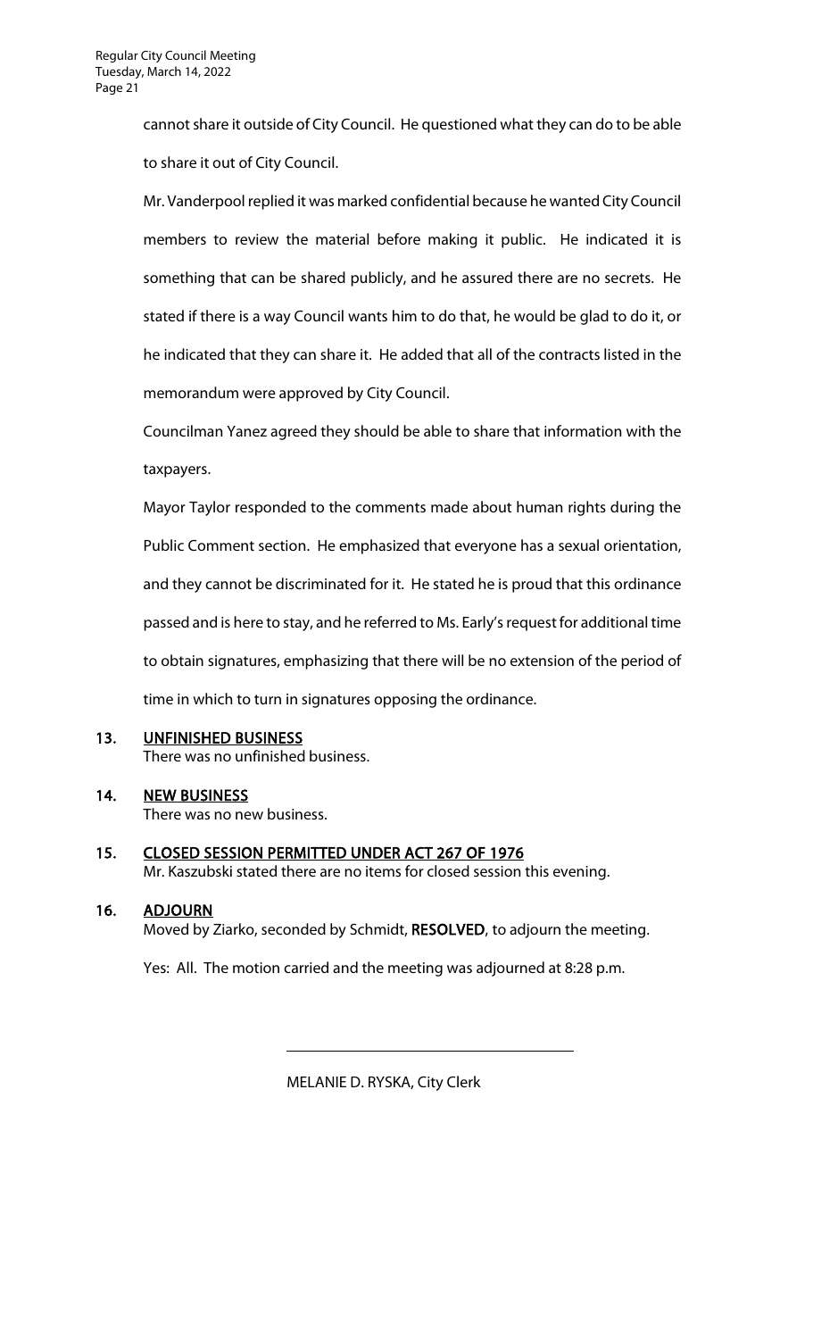cannot share it outside of City Council. He questioned what they can do to be able to share it out of City Council.

Mr. Vanderpool replied it was marked confidential because he wanted City Council members to review the material before making it public. He indicated it is something that can be shared publicly, and he assured there are no secrets. He stated if there is a way Council wants him to do that, he would be glad to do it, or he indicated that they can share it. He added that all of the contracts listed in the memorandum were approved by City Council.

Councilman Yanez agreed they should be able to share that information with the taxpayers.

Mayor Taylor responded to the comments made about human rights during the Public Comment section. He emphasized that everyone has a sexual orientation, and they cannot be discriminated for it. He stated he is proud that this ordinance passed and is here to stay, and he referred to Ms. Early's request for additional time to obtain signatures, emphasizing that there will be no extension of the period of time in which to turn in signatures opposing the ordinance.

## 13. UNFINISHED BUSINESS

There was no unfinished business.

## 14. NEW BUSINESS

There was no new business.

## 15. CLOSED SESSION PERMITTED UNDER ACT 267 OF 1976

Mr. Kaszubski stated there are no items for closed session this evening.

## 16. ADJOURN

Moved by Ziarko, seconded by Schmidt, **RESOLVED**, to adjourn the meeting.

Yes: All. The motion carried and the meeting was adjourned at 8:28 p.m.

MELANIE D. RYSKA, City Clerk